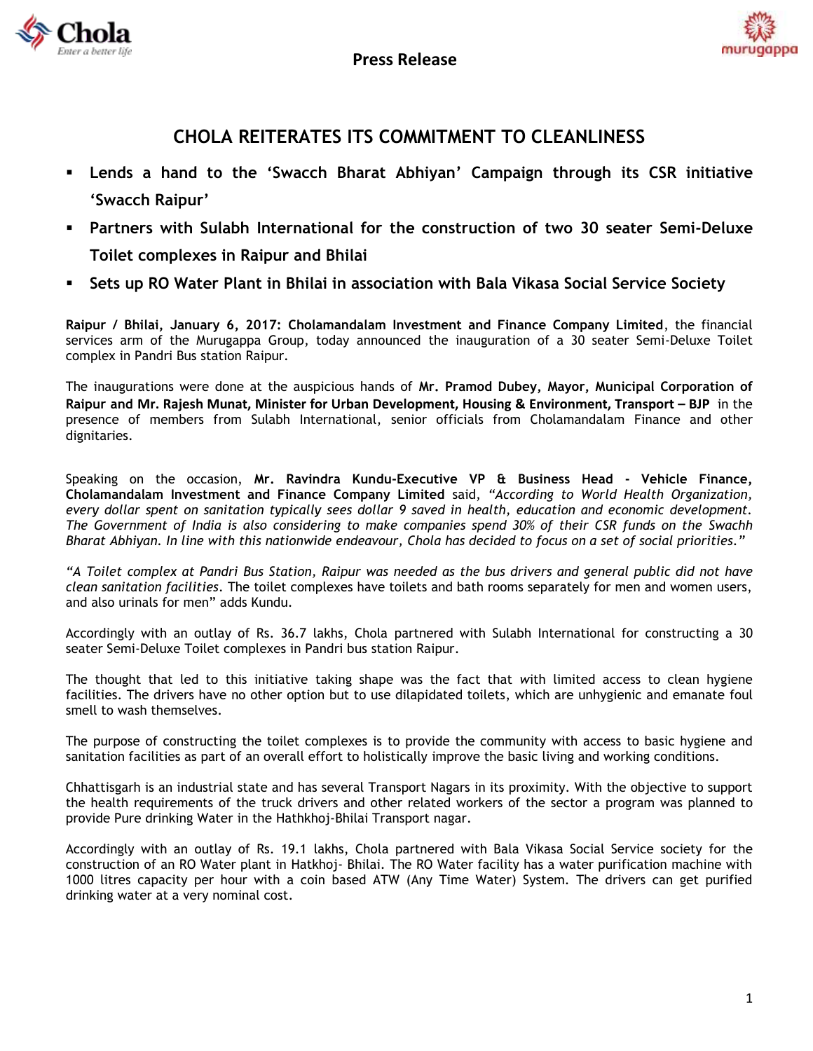Press Release

# CHOLA REITERATES ITS COMMITMENT TO CLEANLINESS

- **Lends a hand to the 'Swacch Bharat Abhiyan' Campaign through its CSR initiative 'Swacch Raipur'**
- **Partners with Sulabh International for the construction of two 30 seater Semi-Deluxe Toilet complexes in Raipur and Bhilai**
- **Sets up RO Water Plant in Bhilai in association with Bala Vikasa Social Service Society**

**Raipur / Bhilai, January 6, 2017: Cholamandalam Investment and Finance Company Limited**, the financial services arm of the Murugappa Group, today announced the inauguration of a 30 seater Semi-Deluxe Toilet complex in Pandri Bus station Raipur.

The inaugurations were done at the auspicious hands of **Mr. Pramod Dubey, Mayor, Municipal Corporation of Raipur and Mr. Rajesh Munat, Minister for Urban Development, Housing & Environment, Transport – BJP** in the presence of members from Sulabh International, senior officials from Cholamandalam Finance and other dignitaries.

Speaking on the occasion, **Mr. Ravindra Kundu-Executive VP & Business Head - Vehicle Finance, Cholamandalam Investment and Finance Company Limited** said, *"According to World Health Organization, every dollar spent on sanitation typically sees dollar 9 saved in health, education and economic development. The Government of India is also considering to make companies spend 30% of their CSR funds on the Swachh Bharat Abhiyan. In line with this nationwide endeavour, Chola has decided to focus on a set of social priorities."*

*"A Toilet complex at Pandri Bus Station, Raipur was needed as the bus drivers and general public did not have clean sanitation facilities.* The toilet complexes have toilets and bath rooms separately for men and women users, and also urinals for men" adds Kundu.

Accordingly with an outlay of Rs. 36.7 lakhs, Chola partnered with Sulabh International for constructing a 30 seater Semi-Deluxe Toilet complexes in Pandri bus station Raipur.

The thought that led to this initiative taking shape was the fact that with limited access to clean hygiene facilities. The drivers have no other option but to use dilapidated toilets, which are unhygienic and emanate foul smell to wash themselves.

The purpose of constructing the toilet complexes is to provide the community with access to basic hygiene and sanitation facilities as part of an overall effort to holistically improve the basic living and working conditions.

Chhattisgarh is an industrial state and has several Transport Nagars in its proximity. With the objective to support the health requirements of the truck drivers and other related workers of the sector a program was planned to provide Pure drinking Water in the Hathkhoj-Bhilai Transport nagar.

Accordingly with an outlay of Rs. 19.1 lakhs, Chola partnered with Bala Vikasa Social Service society for the construction of an RO Water plant in Hatkhoj- Bhilai. The RO Water facility has a water purification machine with 1000 litres capacity per hour with a coin based ATW (Any Time Water) System. The drivers can get purified drinking water at a very nominal cost.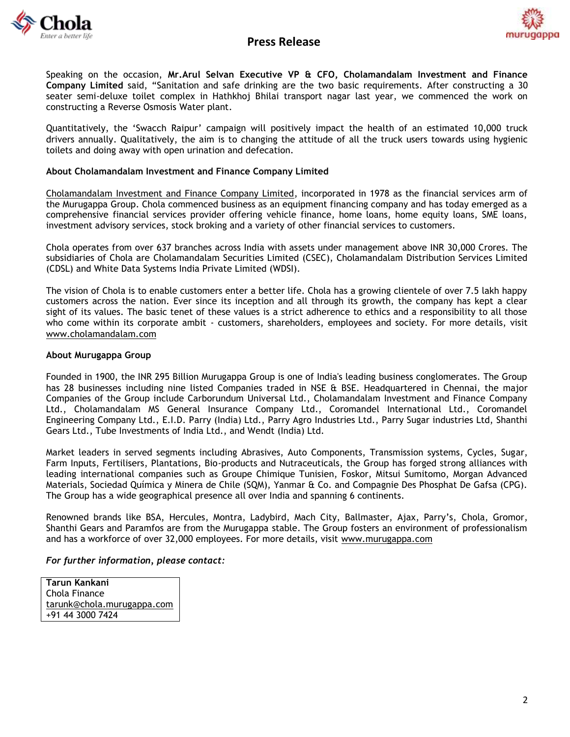Speaking on the occasion, **Mr.Arul Selvan Executive VP & CFO, Cholamandalam Investment and Finance Company Limited** said, "Sanitation and safe drinking are the two basic requirements. After constructing a 30 seater semi-deluxe toilet complex in Hathkhoj Bhilai transport nagar last year, we commenced the work on constructing a Reverse Osmosis Water plant.

Quantitatively, the 'Swacch Raipur' campaign will positively impact the health of an estimated 10,000 truck drivers annually. Qualitatively, the aim is to changing the attitude of all the truck users towards using hygienic toilets and doing away with open urination and defecation.

**About Cholamandalam Investment and Finance Company Limited**

Cholamandalam Investment and Finance Company Limited, incorporated in 1978 as the financial services arm of the Murugappa Group. Chola commenced business as an equipment financing company and has today emerged as a comprehensive financial services provider offering vehicle finance, home loans, home equity loans, SME loans, investment advisory services, stock broking and a variety of other financial services to customers.

Chola operates from over 637 branches across India with assets under management above INR 30,000 Crores. The subsidiaries of Chola are Cholamandalam Securities Limited (CSEC), Cholamandalam Distribution Services Limited (CDSL) and White Data Systems India Private Limited (WDSI).

The vision of Chola is to enable customers enter a better life. Chola has a growing clientele of over 7.5 lakh happy customers across the nation. Ever since its inception and all through its growth, the company has kept a clear sight of its values. The basic tenet of these values is a strict adherence to ethics and a responsibility to all those who come within its corporate ambit - customers, shareholders, employees and society. For more details, visit www.cholamandalam.com

**About Murugappa Group**

Founded in 1900, the INR 295 Billion Murugappa Group is one of India's leading business conglomerates. The Group has 28 businesses including nine listed Companies traded in NSE & BSE. Headquartered in Chennai, the major Companies of the Group include Carborundum Universal Ltd., Cholamandalam Investment and Finance Company Ltd., Cholamandalam MS General Insurance Company Ltd., Coromandel International Ltd., Coromandel Engineering Company Ltd., E.I.D. Parry (India) Ltd., Parry Agro Industries Ltd., Parry Sugar industries Ltd, Shanthi Gears Ltd., Tube Investments of India Ltd., and Wendt (India) Ltd.

Market leaders in served segments including Abrasives, Auto Components, Transmission systems, Cycles, Sugar, Farm Inputs, Fertilisers, Plantations, Bio-products and Nutraceuticals, the Group has forged strong alliances with leading international companies such as Groupe Chimique Tunisien, Foskor, Mitsui Sumitomo, Morgan Advanced Materials, Sociedad Química y Minera de Chile (SQM), Yanmar & Co. and Compagnie Des Phosphat De Gafsa (CPG). The Group has a wide geographical presence all over India and spanning 6 continents.

Renowned brands like BSA, Hercules, Montra, Ladybird, Mach City, Ballmaster, Ajax, Parry's, Chola, Gromor, Shanthi Gears and Paramfos are from the Murugappa stable. The Group fosters an environment of professionalism and has a workforce of over 32,000 employees. For more details, visit www.murugappa.com

***For further information, please contact:***

**Tarun Kankani**
Chola Finance
tarunk@chola.murugappa.com
+91 44 3000 7424